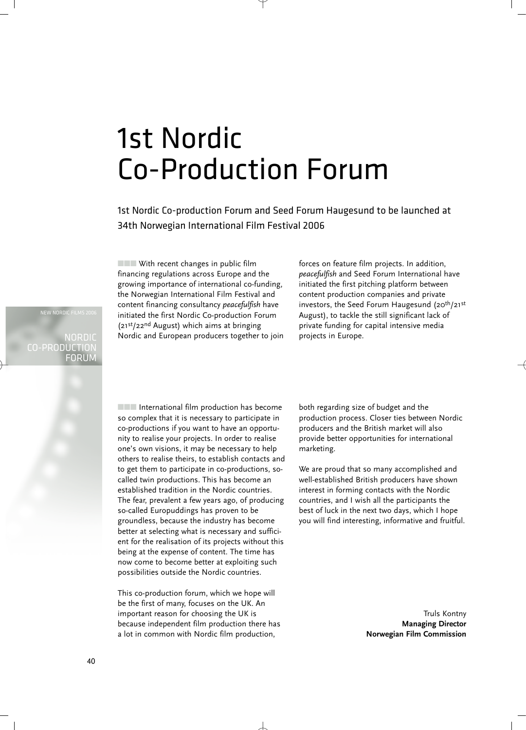# 1st Nordic Co-Production Forum

## 1st Nordic Co-production Forum and Seed Forum Haugesund to be launched at 34th Norwegian International Film Festival 2006

With recent changes in public film financing regulations across Europe and the growing importance of international co-funding, the Norwegian International Film Festival and content financing consultancy *peacefulfish* have initiated the first Nordic Co-production Forum (21st/22nd August) which aims at bringing Nordic and European producers together to join forces on feature film projects. In addition, *peacefulfish* and Seed Forum International have initiated the first pitching platform between content production companies and private investors, the Seed Forum Haugesund (20th/21st August), to tackle the still significant lack of private funding for capital intensive media projects in Europe.

International film production has become so complex that it is necessary to participate in co-productions if you want to have an opportunity to realise your projects. In order to realise one's own visions, it may be necessary to help others to realise theirs, to establish contacts and to get them to participate in co-productions, so-called twin productions. This has become an established tradition in the Nordic countries. The fear, prevalent a few years ago, of producing so-called Europuddings has proven to be groundless, because the industry has become better at selecting what is necessary and sufficient for the realisation of its projects without this being at the expense of content. The time has now come to become better at exploiting such possibilities outside the Nordic countries.

This co-production forum, which we hope will be the first of many, focuses on the UK. An important reason for choosing the UK is because independent film production there has a lot in common with Nordic film production, both regarding size of budget and the production process. Closer ties between Nordic producers and the British market will also provide better opportunities for international marketing.

We are proud that so many accomplished and well-established British producers have shown interest in forming contacts with the Nordic countries, and I wish all the participants the best of luck in the next two days, which I hope you will find interesting, informative and fruitful.

Truls Kontny
**Managing Director**
**Norwegian Film Commission**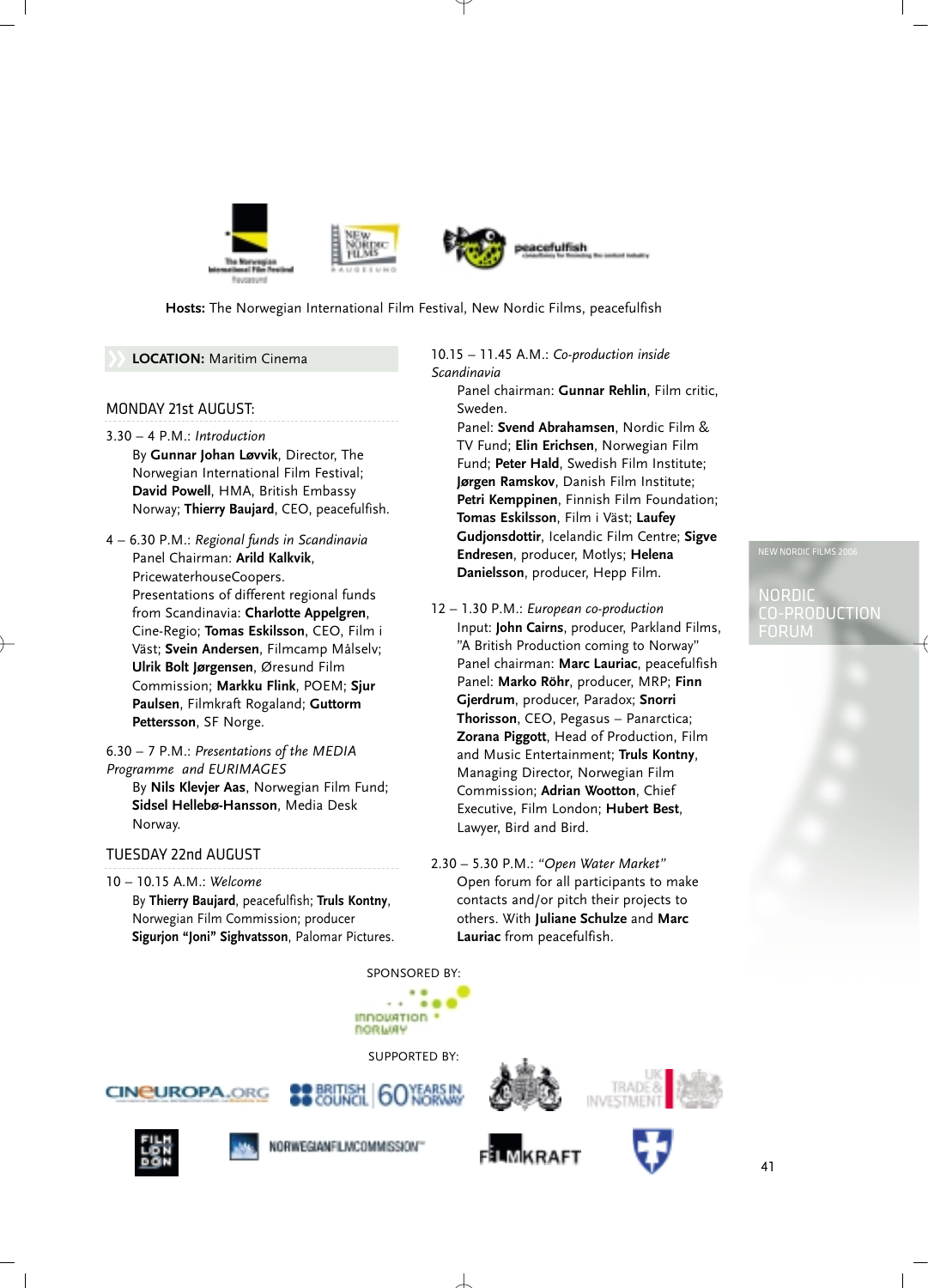**Hosts:** The Norwegian International Film Festival, New Nordic Films, peacefulfish

**LOCATION:** Maritim Cinema

## MONDAY 21st AUGUST:

3.30 – 4 P.M.: *Introduction*
By **Gunnar Johan Løvvik**, Director, The Norwegian International Film Festival; **David Powell**, HMA, British Embassy Norway; **Thierry Baujard**, CEO, peacefulfish.

4 – 6.30 P.M.: *Regional funds in Scandinavia*
Panel Chairman: **Arild Kalkvik**, PricewaterhouseCoopers.
Presentations of different regional funds from Scandinavia: **Charlotte Appelgren**, Cine-Regio; **Tomas Eskilsson**, CEO, Film i Väst; **Svein Andersen**, Filmcamp Målselv; **Ulrik Bolt Jørgensen**, Øresund Film Commission; **Markku Flink**, POEM; **Sjur Paulsen**, Filmkraft Rogaland; **Guttorm Pettersson**, SF Norge.

6.30 – 7 P.M.: *Presentations of the MEDIA Programme and EURIMAGES*
By **Nils Klevjer Aas**, Norwegian Film Fund; **Sidsel Hellebø-Hansson**, Media Desk Norway.

## TUESDAY 22nd AUGUST

10 – 10.15 A.M.: *Welcome*
By **Thierry Baujard**, peacefulfish; **Truls Kontny**, Norwegian Film Commission; producer **Sigurjon "Joni" Sighvatsson**, Palomar Pictures.

10.15 – 11.45 A.M.: *Co-production inside Scandinavia*
Panel chairman: **Gunnar Rehlin**, Film critic, Sweden.
Panel: **Svend Abrahamsen**, Nordic Film & TV Fund; **Elin Erichsen**, Norwegian Film Fund; **Peter Hald**, Swedish Film Institute; **Jørgen Ramskov**, Danish Film Institute; **Petri Kemppinen**, Finnish Film Foundation; **Tomas Eskilsson**, Film i Väst; **Laufey Gudjonsdottir**, Icelandic Film Centre; **Sigve Endresen**, producer, Motlys; **Helena Danielsson**, producer, Hepp Film.

12 – 1.30 P.M.: *European co-production*
Input: **John Cairns**, producer, Parkland Films, "A British Production coming to Norway"
Panel chairman: **Marc Lauriac**, peacefulfish
Panel: **Marko Röhr**, producer, MRP; **Finn Gjerdrum**, producer, Paradox; **Snorri Thorisson**, CEO, Pegasus – Panarctica; **Zorana Piggott**, Head of Production, Film and Music Entertainment; **Truls Kontny**, Managing Director, Norwegian Film Commission; **Adrian Wootton**, Chief Executive, Film London; **Hubert Best**, Lawyer, Bird and Bird.

2.30 – 5.30 P.M.: *"Open Water Market"*
Open forum for all participants to make contacts and/or pitch their projects to others. With **Juliane Schulze** and **Marc Lauriac** from peacefulfish.

NEW NORDIC FILMS 2006

NORDIC CO-PRODUCTION FORUM

SPONSORED BY:

SUPPORTED BY: